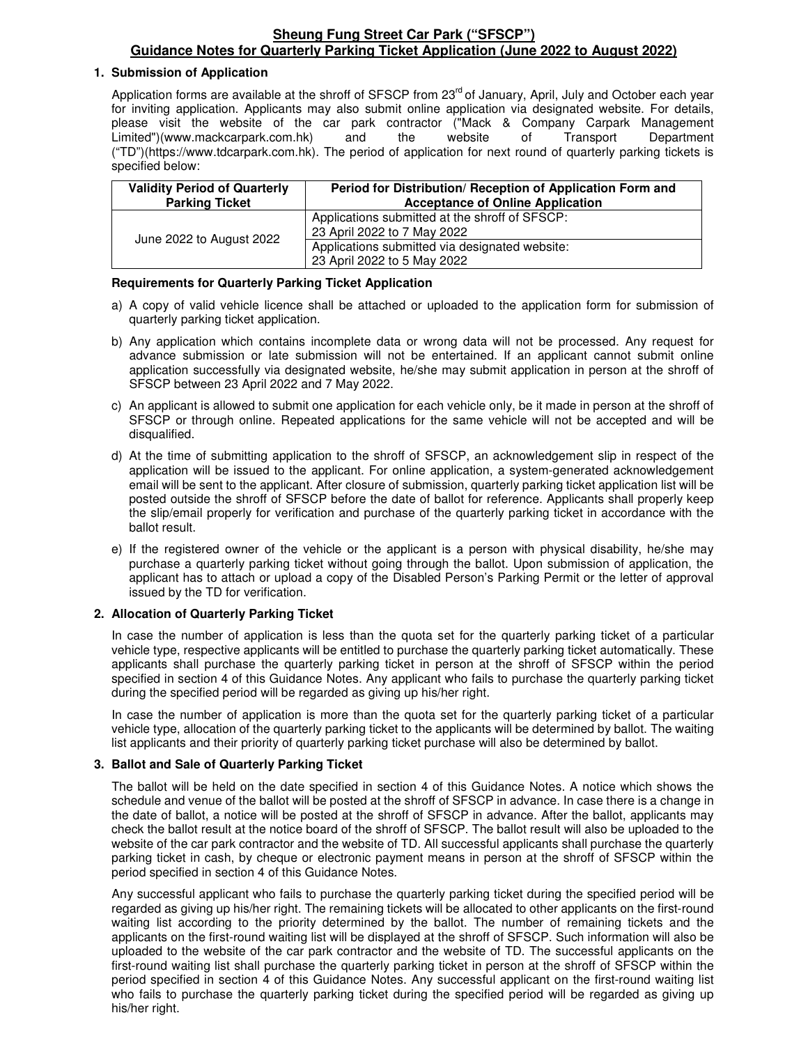# Sheung Fung Street Car Park (“SFSCP”)
## Guidance Notes for Quarterly Parking Ticket Application (June 2022 to August 2022)

### 1. Submission of Application

Application forms are available at the shroff of SFSCP from 23rd of January, April, July and October each year for inviting application. Applicants may also submit online application via designated website. For details, please visit the website of the car park contractor ("Mack & Company Carpark Management Limited")(www.mackcarpark.com.hk) and the website of Transport Department (“TD”)(https://www.tdcarpark.com.hk). The period of application for next round of quarterly parking tickets is specified below:

| Validity Period of Quarterly Parking Ticket | Period for Distribution/ Reception of Application Form and Acceptance of Online Application |
| --- | --- |
| June 2022 to August 2022 | Applications submitted at the shroff of SFSCP: 23 April 2022 to 7 May 2022 |
| | Applications submitted via designated website: 23 April 2022 to 5 May 2022 |

**Requirements for Quarterly Parking Ticket Application**

a) A copy of valid vehicle licence shall be attached or uploaded to the application form for submission of quarterly parking ticket application.

b) Any application which contains incomplete data or wrong data will not be processed. Any request for advance submission or late submission will not be entertained. If an applicant cannot submit online application successfully via designated website, he/she may submit application in person at the shroff of SFSCP between 23 April 2022 and 7 May 2022.

c) An applicant is allowed to submit one application for each vehicle only, be it made in person at the shroff of SFSCP or through online. Repeated applications for the same vehicle will not be accepted and will be disqualified.

d) At the time of submitting application to the shroff of SFSCP, an acknowledgement slip in respect of the application will be issued to the applicant. For online application, a system-generated acknowledgement email will be sent to the applicant. After closure of submission, quarterly parking ticket application list will be posted outside the shroff of SFSCP before the date of ballot for reference. Applicants shall properly keep the slip/email properly for verification and purchase of the quarterly parking ticket in accordance with the ballot result.

e) If the registered owner of the vehicle or the applicant is a person with physical disability, he/she may purchase a quarterly parking ticket without going through the ballot. Upon submission of application, the applicant has to attach or upload a copy of the Disabled Person’s Parking Permit or the letter of approval issued by the TD for verification.

### 2. Allocation of Quarterly Parking Ticket

In case the number of application is less than the quota set for the quarterly parking ticket of a particular vehicle type, respective applicants will be entitled to purchase the quarterly parking ticket automatically. These applicants shall purchase the quarterly parking ticket in person at the shroff of SFSCP within the period specified in section 4 of this Guidance Notes. Any applicant who fails to purchase the quarterly parking ticket during the specified period will be regarded as giving up his/her right.

In case the number of application is more than the quota set for the quarterly parking ticket of a particular vehicle type, allocation of the quarterly parking ticket to the applicants will be determined by ballot. The waiting list applicants and their priority of quarterly parking ticket purchase will also be determined by ballot.

### 3. Ballot and Sale of Quarterly Parking Ticket

The ballot will be held on the date specified in section 4 of this Guidance Notes. A notice which shows the schedule and venue of the ballot will be posted at the shroff of SFSCP in advance. In case there is a change in the date of ballot, a notice will be posted at the shroff of SFSCP in advance. After the ballot, applicants may check the ballot result at the notice board of the shroff of SFSCP. The ballot result will also be uploaded to the website of the car park contractor and the website of TD. All successful applicants shall purchase the quarterly parking ticket in cash, by cheque or electronic payment means in person at the shroff of SFSCP within the period specified in section 4 of this Guidance Notes.

Any successful applicant who fails to purchase the quarterly parking ticket during the specified period will be regarded as giving up his/her right. The remaining tickets will be allocated to other applicants on the first-round waiting list according to the priority determined by the ballot. The number of remaining tickets and the applicants on the first-round waiting list will be displayed at the shroff of SFSCP. Such information will also be uploaded to the website of the car park contractor and the website of TD. The successful applicants on the first-round waiting list shall purchase the quarterly parking ticket in person at the shroff of SFSCP within the period specified in section 4 of this Guidance Notes. Any successful applicant on the first-round waiting list who fails to purchase the quarterly parking ticket during the specified period will be regarded as giving up his/her right.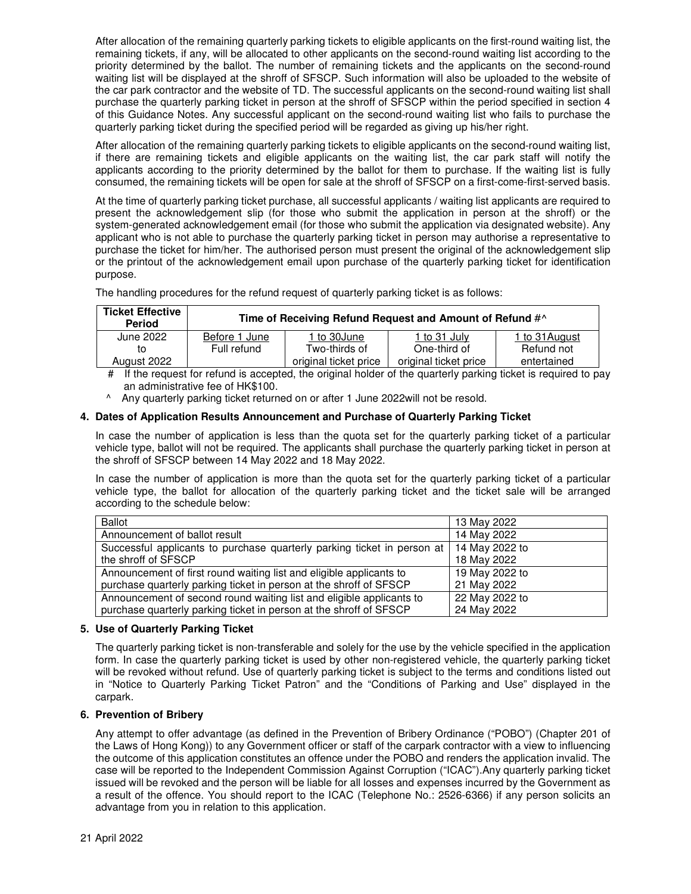After allocation of the remaining quarterly parking tickets to eligible applicants on the first-round waiting list, the remaining tickets, if any, will be allocated to other applicants on the second-round waiting list according to the priority determined by the ballot. The number of remaining tickets and the applicants on the second-round waiting list will be displayed at the shroff of SFSCP. Such information will also be uploaded to the website of the car park contractor and the website of TD. The successful applicants on the second-round waiting list shall purchase the quarterly parking ticket in person at the shroff of SFSCP within the period specified in section 4 of this Guidance Notes. Any successful applicant on the second-round waiting list who fails to purchase the quarterly parking ticket during the specified period will be regarded as giving up his/her right.

After allocation of the remaining quarterly parking tickets to eligible applicants on the second-round waiting list, if there are remaining tickets and eligible applicants on the waiting list, the car park staff will notify the applicants according to the priority determined by the ballot for them to purchase. If the waiting list is fully consumed, the remaining tickets will be open for sale at the shroff of SFSCP on a first-come-first-served basis.

At the time of quarterly parking ticket purchase, all successful applicants / waiting list applicants are required to present the acknowledgement slip (for those who submit the application in person at the shroff) or the system-generated acknowledgement email (for those who submit the application via designated website). Any applicant who is not able to purchase the quarterly parking ticket in person may authorise a representative to purchase the ticket for him/her. The authorised person must present the original of the acknowledgement slip or the printout of the acknowledgement email upon purchase of the quarterly parking ticket for identification purpose.

The handling procedures for the refund request of quarterly parking ticket is as follows:

| Ticket Effective Period | Time of Receiving Refund Request and Amount of Refund #^ | | | |
|---|---|---|---|---|
| | Before 1 June | 1 to 30June | 1 to 31 July | 1 to 31August |
| June 2022 to August 2022 | Full refund | Two-thirds of original ticket price | One-third of original ticket price | Refund not entertained |

\# If the request for refund is accepted, the original holder of the quarterly parking ticket is required to pay an administrative fee of HK$100.

^ Any quarterly parking ticket returned on or after 1 June 2022will not be resold.

## 4. Dates of Application Results Announcement and Purchase of Quarterly Parking Ticket

In case the number of application is less than the quota set for the quarterly parking ticket of a particular vehicle type, ballot will not be required. The applicants shall purchase the quarterly parking ticket in person at the shroff of SFSCP between 14 May 2022 and 18 May 2022.

In case the number of application is more than the quota set for the quarterly parking ticket of a particular vehicle type, the ballot for allocation of the quarterly parking ticket and the ticket sale will be arranged according to the schedule below:

| | |
|---|---|
| Ballot | 13 May 2022 |
| Announcement of ballot result | 14 May 2022 |
| Successful applicants to purchase quarterly parking ticket in person at the shroff of SFSCP | 14 May 2022 to 18 May 2022 |
| Announcement of first round waiting list and eligible applicants to purchase quarterly parking ticket in person at the shroff of SFSCP | 19 May 2022 to 21 May 2022 |
| Announcement of second round waiting list and eligible applicants to purchase quarterly parking ticket in person at the shroff of SFSCP | 22 May 2022 to 24 May 2022 |

## 5. Use of Quarterly Parking Ticket

The quarterly parking ticket is non-transferable and solely for the use by the vehicle specified in the application form. In case the quarterly parking ticket is used by other non-registered vehicle, the quarterly parking ticket will be revoked without refund. Use of quarterly parking ticket is subject to the terms and conditions listed out in "Notice to Quarterly Parking Ticket Patron" and the "Conditions of Parking and Use" displayed in the carpark.

## 6. Prevention of Bribery

Any attempt to offer advantage (as defined in the Prevention of Bribery Ordinance ("POBO") (Chapter 201 of the Laws of Hong Kong)) to any Government officer or staff of the carpark contractor with a view to influencing the outcome of this application constitutes an offence under the POBO and renders the application invalid. The case will be reported to the Independent Commission Against Corruption ("ICAC").Any quarterly parking ticket issued will be revoked and the person will be liable for all losses and expenses incurred by the Government as a result of the offence. You should report to the ICAC (Telephone No.: 2526-6366) if any person solicits an advantage from you in relation to this application.

21 April 2022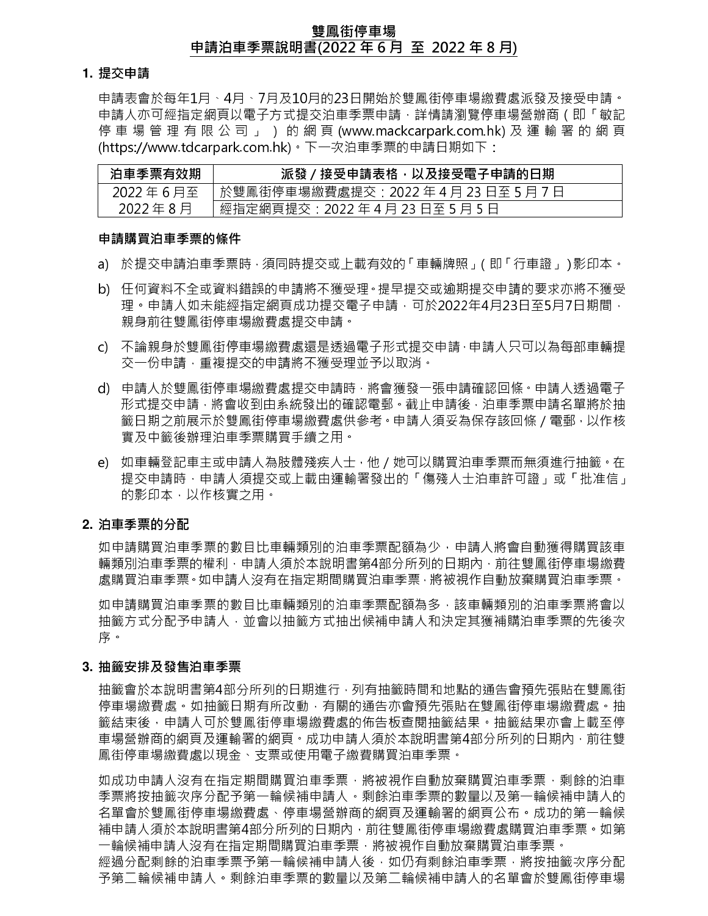# 雙鳳街停車場
## 申請泊車季票說明書(2022 年 6 月 至 2022 年 8 月)

### 1. 提交申請

申請表會於每年1月、4月、7月及10月的23日開始於雙鳳街停車場繳費處派發及接受申請。申請人亦可經指定網頁以電子方式提交泊車季票申請，詳情請瀏覽停車場營辦商（即「敏記停車場管理有限公司」）的網頁(www.mackcarpark.com.hk)及運輸署的網頁(https://www.tdcarpark.com.hk)。下一次泊車季票的申請日期如下：

| 泊車季票有效期 | 派發 / 接受申請表格，以及接受電子申請的日期 |
| --- | --- |
| 2022 年 6 月至 2022 年 8 月 | 於雙鳳街停車場繳費處提交：2022 年 4 月 23 日至 5 月 7 日<br>經指定網頁提交：2022 年 4 月 23 日至 5 月 5 日 |

**申請購買泊車季票的條件**

a) 於提交申請泊車季票時，須同時提交或上載有效的「車輛牌照」（即「行車證」）影印本。

b) 任何資料不全或資料錯誤的申請將不獲受理。提早提交或逾期提交申請的要求亦將不獲受理。申請人如未能經指定網頁成功提交電子申請，可於2022年4月23日至5月7日期間，親身前往雙鳳街停車場繳費處提交申請。

c) 不論親身於雙鳳街停車場繳費處還是透過電子形式提交申請，申請人只可以為每部車輛提交一份申請，重複提交的申請將不獲受理並予以取消。

d) 申請人於雙鳳街停車場繳費處提交申請時，將會獲發一張申請確認回條。申請人透過電子形式提交申請，將會收到由系統發出的確認電郵。截止申請後，泊車季票申請名單將於抽籤日期之前展示於雙鳳街停車場繳費處供參考。申請人須妥為保存該回條 / 電郵，以作核實及中籤後辦理泊車季票購買手續之用。

e) 如車輛登記車主或申請人為肢體殘疾人士，他 / 她可以購買泊車季票而無須進行抽籤。在提交申請時，申請人須提交或上載由運輸署發出的「傷殘人士泊車許可證」或「批准信」的影印本，以作核實之用。

### 2. 泊車季票的分配

如申請購買泊車季票的數目比車輛類別的泊車季票配額為少，申請人將會自動獲得購買該車輛類別泊車季票的權利，申請人須於本說明書第4部分所列的日期內，前往雙鳳街停車場繳費處購買泊車季票。如申請人沒有在指定期間購買泊車季票，將被視作自動放棄購買泊車季票。

如申請購買泊車季票的數目比車輛類別的泊車季票配額為多，該車輛類別的泊車季票將會以抽籤方式分配予申請人，並會以抽籤方式抽出候補申請人和決定其獲補購泊車季票的先後次序。

### 3. 抽籤安排及發售泊車季票

抽籤會於本說明書第4部分所列的日期進行，列有抽籤時間和地點的通告會預先張貼在雙鳳街停車場繳費處。如抽籤日期有所改動，有關的通告亦會預先張貼在雙鳳街停車場繳費處。抽籤結束後，申請人可於雙鳳街停車場繳費處的佈告板查閱抽籤結果。抽籤結果亦會上載至停車場營辦商的網頁及運輸署的網頁。成功申請人須於本說明書第4部分所列的日期內，前往雙鳳街停車場繳費處以現金、支票或使用電子繳費購買泊車季票。

如成功申請人沒有在指定期間購買泊車季票，將被視作自動放棄購買泊車季票，剩餘的泊車季票將按抽籤次序分配予第一輪候補申請人。剩餘泊車季票的數量以及第一輪候補申請人的名單會於雙鳳街停車場繳費處、停車場營辦商的網頁及運輸署的網頁公布。成功的第一輪候補申請人須於本說明書第4部分所列的日期內，前往雙鳳街停車場繳費處購買泊車季票。如第一輪候補申請人沒有在指定期間購買泊車季票，將被視作自動放棄購買泊車季票。
經過分配剩餘的泊車季票予第一輪候補申請人後，如仍有剩餘泊車季票，將按抽籤次序分配予第二輪候補申請人。剩餘泊車季票的數量以及第二輪候補申請人的名單會於雙鳳街停車場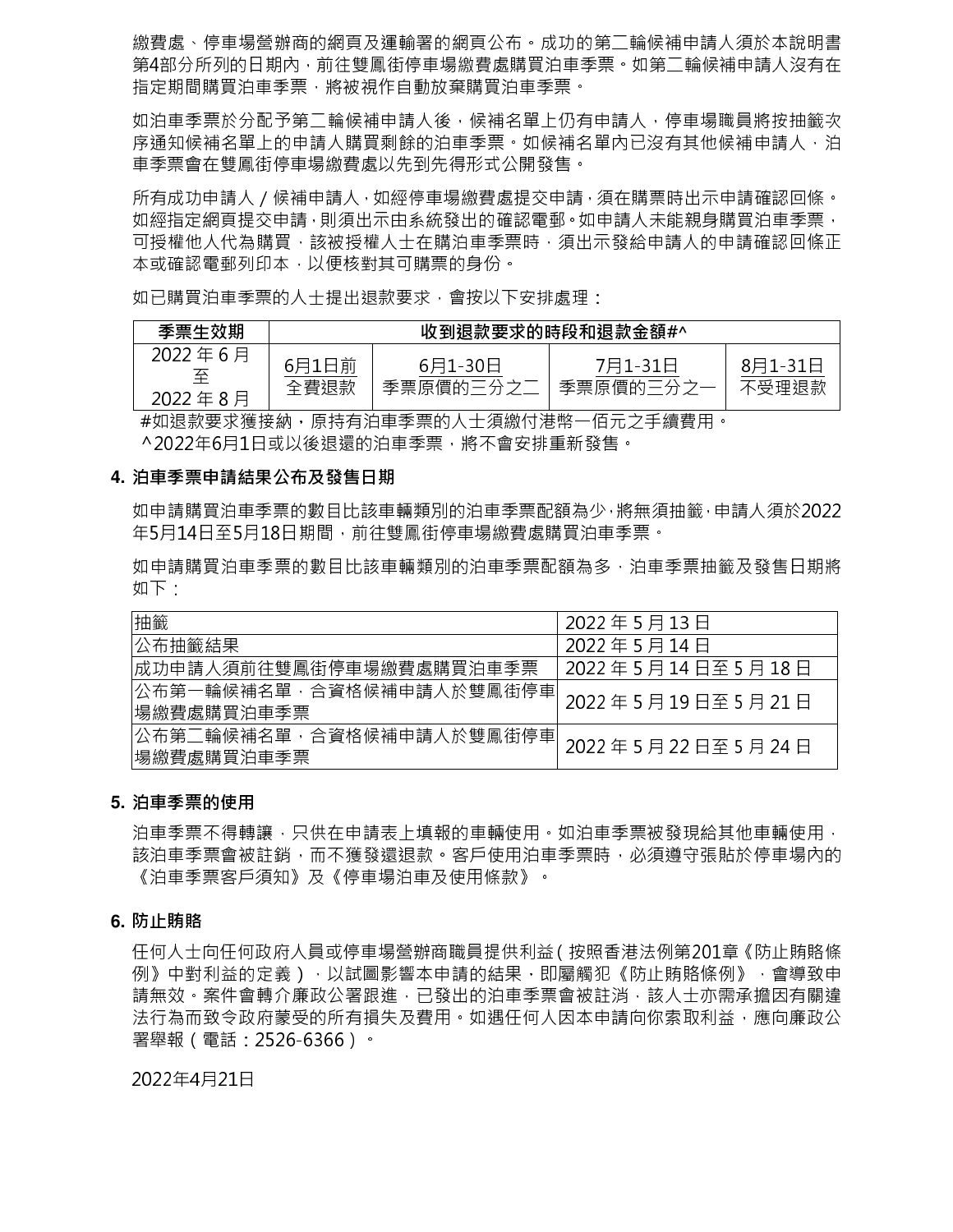繳費處、停車場營辦商的網頁及運輸署的網頁公布。成功的第二輪候補申請人須於本說明書第4部分所列的日期內，前往雙鳳街停車場繳費處購買泊車季票。如第二輪候補申請人沒有在指定期間購買泊車季票，將被視作自動放棄購買泊車季票。

如泊車季票於分配予第二輪候補申請人後，候補名單上仍有申請人，停車場職員將按抽籤次序通知候補名單上的申請人購買剩餘的泊車季票。如候補名單內已沒有其他候補申請人，泊車季票會在雙鳳街停車場繳費處以先到先得形式公開發售。

所有成功申請人／候補申請人，如經停車場繳費處提交申請，須在購票時出示申請確認回條。如經指定網頁提交申請，則須出示由系統發出的確認電郵。如申請人未能親身購買泊車季票，可授權他人代為購買，該被授權人士在購泊車季票時，須出示發給申請人的申請確認回條正本或確認電郵列印本，以便核對其可購票的身份。

如已購買泊車季票的人士提出退款要求，會按以下安排處理：

| 季票生效期 | 收到退款要求的時段和退款金額#^ | | | |
|---|---|---|---|---|
| 2022 年 6 月至 2022 年 8 月 | 6月1日前<br>全費退款 | 6月1-30日<br>季票原價的三分之二 | 7月1-31日<br>季票原價的三分之一 | 8月1-31日<br>不受理退款 |

#如退款要求獲接納，原持有泊車季票的人士須繳付港幣一佰元之手續費用。

^2022年6月1日或以後退還的泊車季票，將不會安排重新發售。

## 4. 泊車季票申請結果公布及發售日期

如申請購買泊車季票的數目比該車輛類別的泊車季票配額為少，將無須抽籤，申請人須於2022年5月14日至5月18日期間，前往雙鳳街停車場繳費處購買泊車季票。

如申請購買泊車季票的數目比該車輛類別的泊車季票配額為多，泊車季票抽籤及發售日期將如下：

| | |
|---|---|
| 抽籤 | 2022 年 5 月 13 日 |
| 公布抽籤結果 | 2022 年 5 月 14 日 |
| 成功申請人須前往雙鳳街停車場繳費處購買泊車季票 | 2022 年 5 月 14 日至 5 月 18 日 |
| 公布第一輪候補名單，合資格候補申請人於雙鳳街停車場繳費處購買泊車季票 | 2022 年 5 月 19 日至 5 月 21 日 |
| 公布第二輪候補名單，合資格候補申請人於雙鳳街停車場繳費處購買泊車季票 | 2022 年 5 月 22 日至 5 月 24 日 |

## 5. 泊車季票的使用

泊車季票不得轉讓，只供在申請表上填報的車輛使用。如泊車季票被發現給其他車輛使用，該泊車季票會被註銷，而不獲發還退款。客戶使用泊車季票時，必須遵守張貼於停車場內的《泊車季票客戶須知》及《停車場泊車及使用條款》。

## 6. 防止賄賂

任何人士向任何政府人員或停車場營辦商職員提供利益（按照香港法例第201章《防止賄賂條例》中對利益的定義），以試圖影響本申請的結果，即屬觸犯《防止賄賂條例》，會導致申請無效。案件會轉介廉政公署跟進，已發出的泊車季票會被註消，該人士亦需承擔因有關違法行為而致令政府蒙受的所有損失及費用。如遇任何人因本申請向你索取利益，應向廉政公署舉報（電話：2526-6366）。

2022年4月21日